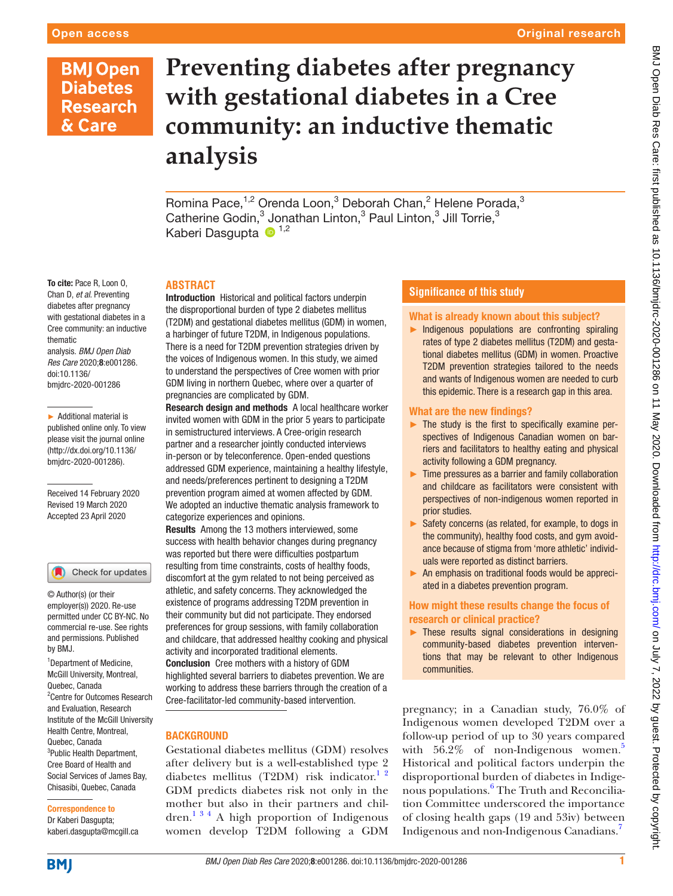# Preventing diabetes after pregnancy with gestational diabetes in a Cree community: an inductive thematic analysis

Romina Pace,[1,2] Orenda Loon,[3] Deborah Chan,[2] Helene Porada,[3] Catherine Godin,[3] Jonathan Linton,[3] Paul Linton,[3] Jill Torrie,[3] Kaberi Dasgupta [1,2]

**To cite:** Pace R, Loon O, Chan D, *et al*. Preventing diabetes after pregnancy with gestational diabetes in a Cree community: an inductive thematic analysis. *BMJ Open Diab Res Care* 2020;**8**:e001286. doi:10.1136/bmjdrc-2020-001286

► Additional material is published online only. To view please visit the journal online (http://dx.doi.org/10.1136/bmjdrc-2020-001286).

Received 14 February 2020
Revised 19 March 2020
Accepted 23 April 2020

© Author(s) (or their employer(s)) 2020. Re-use permitted under CC BY-NC. No commercial re-use. See rights and permissions. Published by BMJ.

[1]Department of Medicine, McGill University, Montreal, Quebec, Canada
[2]Centre for Outcomes Research and Evaluation, Research Institute of the McGill University Health Centre, Montreal, Quebec, Canada
[3]Public Health Department, Cree Board of Health and Social Services of James Bay, Chisasibi, Quebec, Canada

**Correspondence to**
Dr Kaberi Dasgupta;
kaberi.dasgupta@mcgill.ca

## ABSTRACT

**Introduction** Historical and political factors underpin the disproportional burden of type 2 diabetes mellitus (T2DM) and gestational diabetes mellitus (GDM) in women, a harbinger of future T2DM, in Indigenous populations. There is a need for T2DM prevention strategies driven by the voices of Indigenous women. In this study, we aimed to understand the perspectives of Cree women with prior GDM living in northern Quebec, where over a quarter of pregnancies are complicated by GDM.

**Research design and methods** A local healthcare worker invited women with GDM in the prior 5 years to participate in semistructured interviews. A Cree-origin research partner and a researcher jointly conducted interviews in-person or by teleconference. Open-ended questions addressed GDM experience, maintaining a healthy lifestyle, and needs/preferences pertinent to designing a T2DM prevention program aimed at women affected by GDM. We adopted an inductive thematic analysis framework to categorize experiences and opinions.

**Results** Among the 13 mothers interviewed, some success with health behavior changes during pregnancy was reported but there were difficulties postpartum resulting from time constraints, costs of healthy foods, discomfort at the gym related to not being perceived as athletic, and safety concerns. They acknowledged the existence of programs addressing T2DM prevention in their community but did not participate. They endorsed preferences for group sessions, with family collaboration and childcare, that addressed healthy cooking and physical activity and incorporated traditional elements.

**Conclusion** Cree mothers with a history of GDM highlighted several barriers to diabetes prevention. We are working to address these barriers through the creation of a Cree-facilitator-led community-based intervention.

## Significance of this study

### What is already known about this subject?

► Indigenous populations are confronting spiraling rates of type 2 diabetes mellitus (T2DM) and gestational diabetes mellitus (GDM) in women. Proactive T2DM prevention strategies tailored to the needs and wants of Indigenous women are needed to curb this epidemic. There is a research gap in this area.

### What are the new findings?

► The study is the first to specifically examine perspectives of Indigenous Canadian women on barriers and facilitators to healthy eating and physical activity following a GDM pregnancy.

► Time pressures as a barrier and family collaboration and childcare as facilitators were consistent with perspectives of non-indigenous women reported in prior studies.

► Safety concerns (as related, for example, to dogs in the community), healthy food costs, and gym avoidance because of stigma from 'more athletic' individuals were reported as distinct barriers.

► An emphasis on traditional foods would be appreciated in a diabetes prevention program.

### How might these results change the focus of research or clinical practice?

► These results signal considerations in designing community-based diabetes prevention interventions that may be relevant to other Indigenous communities.

## BACKGROUND

Gestational diabetes mellitus (GDM) resolves after delivery but is a well-established type 2 diabetes mellitus (T2DM) risk indicator.[1,2] GDM predicts diabetes risk not only in the mother but also in their partners and children.[1,3,4] A high proportion of Indigenous women develop T2DM following a GDM pregnancy; in a Canadian study, 76.0% of Indigenous women developed T2DM over a follow-up period of up to 30 years compared with 56.2% of non-Indigenous women.[5] Historical and political factors underpin the disproportional burden of diabetes in Indigenous populations.[6] The Truth and Reconciliation Committee underscored the importance of closing health gaps (19 and 53iv) between Indigenous and non-Indigenous Canadians.[7]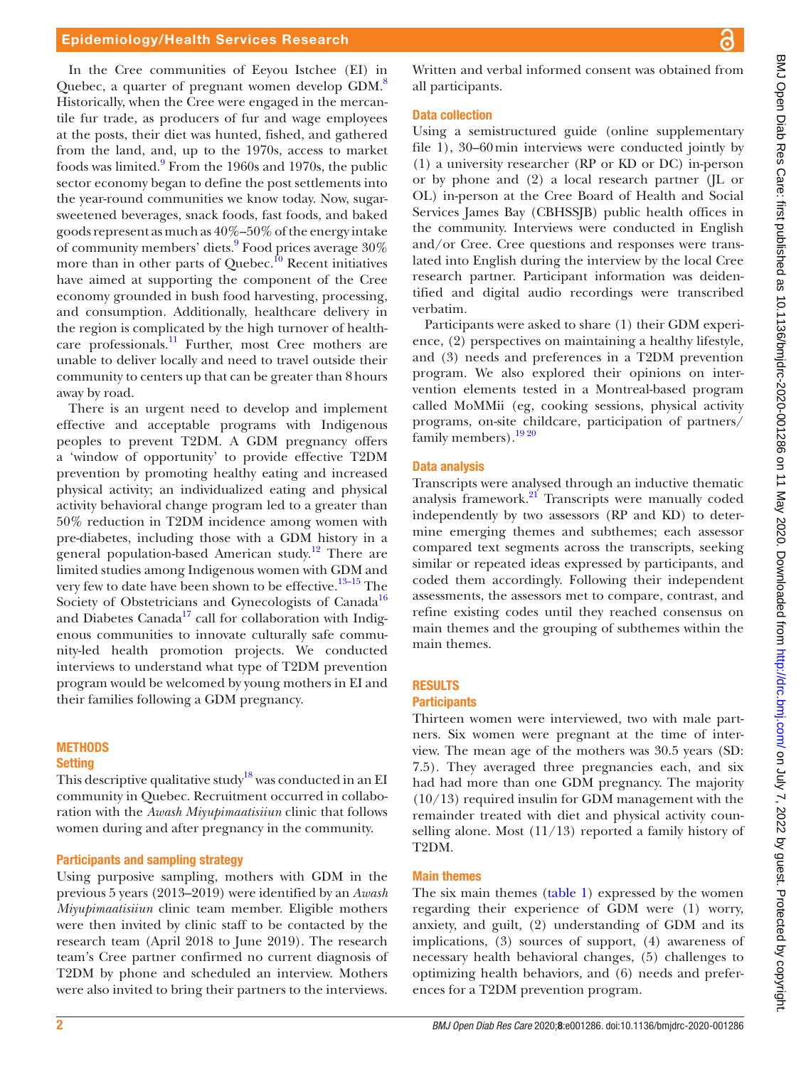In the Cree communities of Eeyou Istchee (EI) in Quebec, a quarter of pregnant women develop GDM.[8] Historically, when the Cree were engaged in the mercantile fur trade, as producers of fur and wage employees at the posts, their diet was hunted, fished, and gathered from the land, and, up to the 1970s, access to market foods was limited.[9] From the 1960s and 1970s, the public sector economy began to define the post settlements into the year-round communities we know today. Now, sugar-sweetened beverages, snack foods, fast foods, and baked goods represent as much as 40%–50% of the energy intake of community members' diets.[9] Food prices average 30% more than in other parts of Quebec.[10] Recent initiatives have aimed at supporting the component of the Cree economy grounded in bush food harvesting, processing, and consumption. Additionally, healthcare delivery in the region is complicated by the high turnover of healthcare professionals.[11] Further, most Cree mothers are unable to deliver locally and need to travel outside their community to centers up that can be greater than 8 hours away by road.

There is an urgent need to develop and implement effective and acceptable programs with Indigenous peoples to prevent T2DM. A GDM pregnancy offers a 'window of opportunity' to provide effective T2DM prevention by promoting healthy eating and increased physical activity; an individualized eating and physical activity behavioral change program led to a greater than 50% reduction in T2DM incidence among women with pre-diabetes, including those with a GDM history in a general population-based American study.[12] There are limited studies among Indigenous women with GDM and very few to date have been shown to be effective.[13–15] The Society of Obstetricians and Gynecologists of Canada[16] and Diabetes Canada[17] call for collaboration with Indigenous communities to innovate culturally safe community-led health promotion projects. We conducted interviews to understand what type of T2DM prevention program would be welcomed by young mothers in EI and their families following a GDM pregnancy.

## METHODS

### Setting

This descriptive qualitative study[18] was conducted in an EI community in Quebec. Recruitment occurred in collaboration with the *Awash Miyupimaatisiiun* clinic that follows women during and after pregnancy in the community.

### Participants and sampling strategy

Using purposive sampling, mothers with GDM in the previous 5 years (2013–2019) were identified by an *Awash Miyupimaatisiiun* clinic team member. Eligible mothers were then invited by clinic staff to be contacted by the research team (April 2018 to June 2019). The research team's Cree partner confirmed no current diagnosis of T2DM by phone and scheduled an interview. Mothers were also invited to bring their partners to the interviews. Written and verbal informed consent was obtained from all participants.

### Data collection

Using a semistructured guide (online supplementary file 1), 30–60 min interviews were conducted jointly by (1) a university researcher (RP or KD or DC) in-person or by phone and (2) a local research partner (JL or OL) in-person at the Cree Board of Health and Social Services James Bay (CBHSSJB) public health offices in the community. Interviews were conducted in English and/or Cree. Cree questions and responses were translated into English during the interview by the local Cree research partner. Participant information was deidentified and digital audio recordings were transcribed verbatim.

Participants were asked to share (1) their GDM experience, (2) perspectives on maintaining a healthy lifestyle, and (3) needs and preferences in a T2DM prevention program. We also explored their opinions on intervention elements tested in a Montreal-based program called MoMMii (eg, cooking sessions, physical activity programs, on-site childcare, participation of partners/family members).[19 20]

### Data analysis

Transcripts were analysed through an inductive thematic analysis framework.[21] Transcripts were manually coded independently by two assessors (RP and KD) to determine emerging themes and subthemes; each assessor compared text segments across the transcripts, seeking similar or repeated ideas expressed by participants, and coded them accordingly. Following their independent assessments, the assessors met to compare, contrast, and refine existing codes until they reached consensus on main themes and the grouping of subthemes within the main themes.

## RESULTS

### Participants

Thirteen women were interviewed, two with male partners. Six women were pregnant at the time of interview. The mean age of the mothers was 30.5 years (SD: 7.5). They averaged three pregnancies each, and six had had more than one GDM pregnancy. The majority (10/13) required insulin for GDM management with the remainder treated with diet and physical activity counselling alone. Most (11/13) reported a family history of T2DM.

### Main themes

The six main themes (table 1) expressed by the women regarding their experience of GDM were (1) worry, anxiety, and guilt, (2) understanding of GDM and its implications, (3) sources of support, (4) awareness of necessary health behavioral changes, (5) challenges to optimizing health behaviors, and (6) needs and preferences for a T2DM prevention program.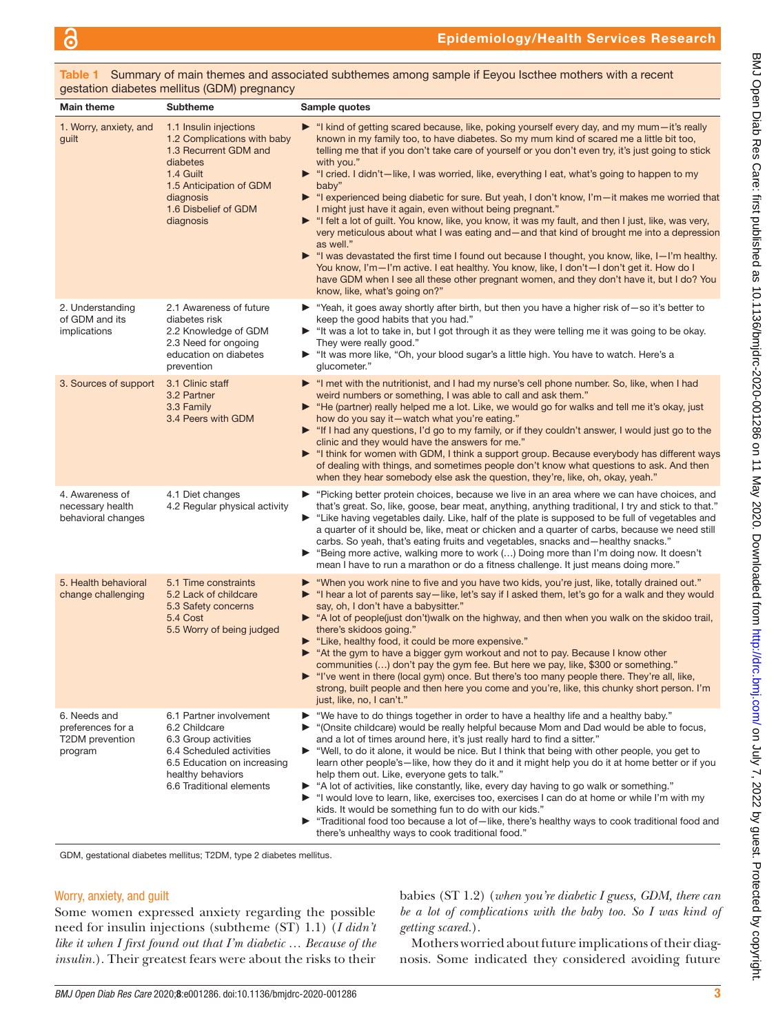Table 1 Summary of main themes and associated subthemes among sample if Eeyou Istchee mothers with a recent gestation diabetes mellitus (GDM) pregnancy

| Main theme | Subtheme | Sample quotes |
|---|---|---|
| 1. Worry, anxiety, and guilt | 1.1 Insulin injections<br>1.2 Complications with baby<br>1.3 Recurrent GDM and diabetes<br>1.4 Guilt<br>1.5 Anticipation of GDM diagnosis<br>1.6 Disbelief of GDM diagnosis | ► "I kind of getting scared because, like, poking yourself every day, and my mum—it's really known in my family too, to have diabetes. So my mum kind of scared me a little bit too, telling me that if you don't take care of yourself or you don't even try, it's just going to stick with you."<br>► "I cried. I didn't—like, I was worried, like, everything I eat, what's going to happen to my baby"<br>► "I experienced being diabetic for sure. But yeah, I don't know, I'm—it makes me worried that I might just have it again, even without being pregnant."<br>► "I felt a lot of guilt. You know, like, you know, it was my fault, and then I just, like, was very, very meticulous about what I was eating and—and that kind of brought me into a depression as well."<br>► "I was devastated the first time I found out because I thought, you know, like, I—I'm healthy. You know, I'm—I'm active. I eat healthy. You know, like, I don't—I don't get it. How do I have GDM when I see all these other pregnant women, and they don't have it, but I do? You know, like, what's going on?" |
| 2. Understanding of GDM and its implications | 2.1 Awareness of future diabetes risk<br>2.2 Knowledge of GDM<br>2.3 Need for ongoing education on diabetes prevention | ► "Yeah, it goes away shortly after birth, but then you have a higher risk of—so it's better to keep the good habits that you had."<br>► "It was a lot to take in, but I got through it as they were telling me it was going to be okay. They were really good."<br>► "It was more like, "Oh, your blood sugar's a little high. You have to watch. Here's a glucometer." |
| 3. Sources of support | 3.1 Clinic staff<br>3.2 Partner<br>3.3 Family<br>3.4 Peers with GDM | ► "I met with the nutritionist, and I had my nurse's cell phone number. So, like, when I had weird numbers or something, I was able to call and ask them."<br>► "He (partner) really helped me a lot. Like, we would go for walks and tell me it's okay, just how do you say it—watch what you're eating."<br>► "If I had any questions, I'd go to my family, or if they couldn't answer, I would just go to the clinic and they would have the answers for me."<br>► "I think for women with GDM, I think a support group. Because everybody has different ways of dealing with things, and sometimes people don't know what questions to ask. And then when they hear somebody else ask the question, they're, like, oh, okay, yeah." |
| 4. Awareness of necessary health behavioral changes | 4.1 Diet changes<br>4.2 Regular physical activity | ► "Picking better protein choices, because we live in an area where we can have choices, and that's great. So, like, goose, bear meat, anything, anything traditional, I try and stick to that."<br>► "Like having vegetables daily. Like, half of the plate is supposed to be full of vegetables and a quarter of it should be, like, meat or chicken and a quarter of carbs, because we need still carbs. So yeah, that's eating fruits and vegetables, snacks and—healthy snacks."<br>► "Being more active, walking more to work (…) Doing more than I'm doing now. It doesn't mean I have to run a marathon or do a fitness challenge. It just means doing more." |
| 5. Health behavioral change challenging | 5.1 Time constraints<br>5.2 Lack of childcare<br>5.3 Safety concerns<br>5.4 Cost<br>5.5 Worry of being judged | ► "When you work nine to five and you have two kids, you're just, like, totally drained out."<br>► "I hear a lot of parents say—like, let's say if I asked them, let's go for a walk and they would say, oh, I don't have a babysitter."<br>► "A lot of people(just don't)walk on the highway, and then when you walk on the skidoo trail, there's skidoos going."<br>► "Like, healthy food, it could be more expensive."<br>► "At the gym to have a bigger gym workout and not to pay. Because I know other communities (…) don't pay the gym fee. But here we pay, like, $300 or something."<br>► "I've went in there (local gym) once. But there's too many people there. They're all, like, strong, built people and then here you come and you're, like, this chunky short person. I'm just, like, no, I can't." |
| 6. Needs and preferences for a T2DM prevention program | 6.1 Partner involvement<br>6.2 Childcare<br>6.3 Group activities<br>6.4 Scheduled activities<br>6.5 Education on increasing healthy behaviors<br>6.6 Traditional elements | ► "We have to do things together in order to have a healthy life and a healthy baby."<br>► "(Onsite childcare) would be really helpful because Mom and Dad would be able to focus, and a lot of times around here, it's just really hard to find a sitter."<br>► "Well, to do it alone, it would be nice. But I think that being with other people, you get to learn other people's—like, how they do it and it might help you do it at home better or if you help them out. Like, everyone gets to talk."<br>► "A lot of activities, like constantly, like, every day having to go walk or something."<br>► "I would love to learn, like, exercises too, exercises I can do at home or while I'm with my kids. It would be something fun to do with our kids."<br>► "Traditional food too because a lot of—like, there's healthy ways to cook traditional food and there's unhealthy ways to cook traditional food." |

GDM, gestational diabetes mellitus; T2DM, type 2 diabetes mellitus.

### Worry, anxiety, and guilt

Some women expressed anxiety regarding the possible need for insulin injections (subtheme (ST) 1.1) (*I didn't like it when I first found out that I'm diabetic … Because of the insulin.*). Their greatest fears were about the risks to their babies (ST 1.2) (*when you're diabetic I guess, GDM, there can be a lot of complications with the baby too. So I was kind of getting scared.*).

Mothers worried about future implications of their diagnosis. Some indicated they considered avoiding future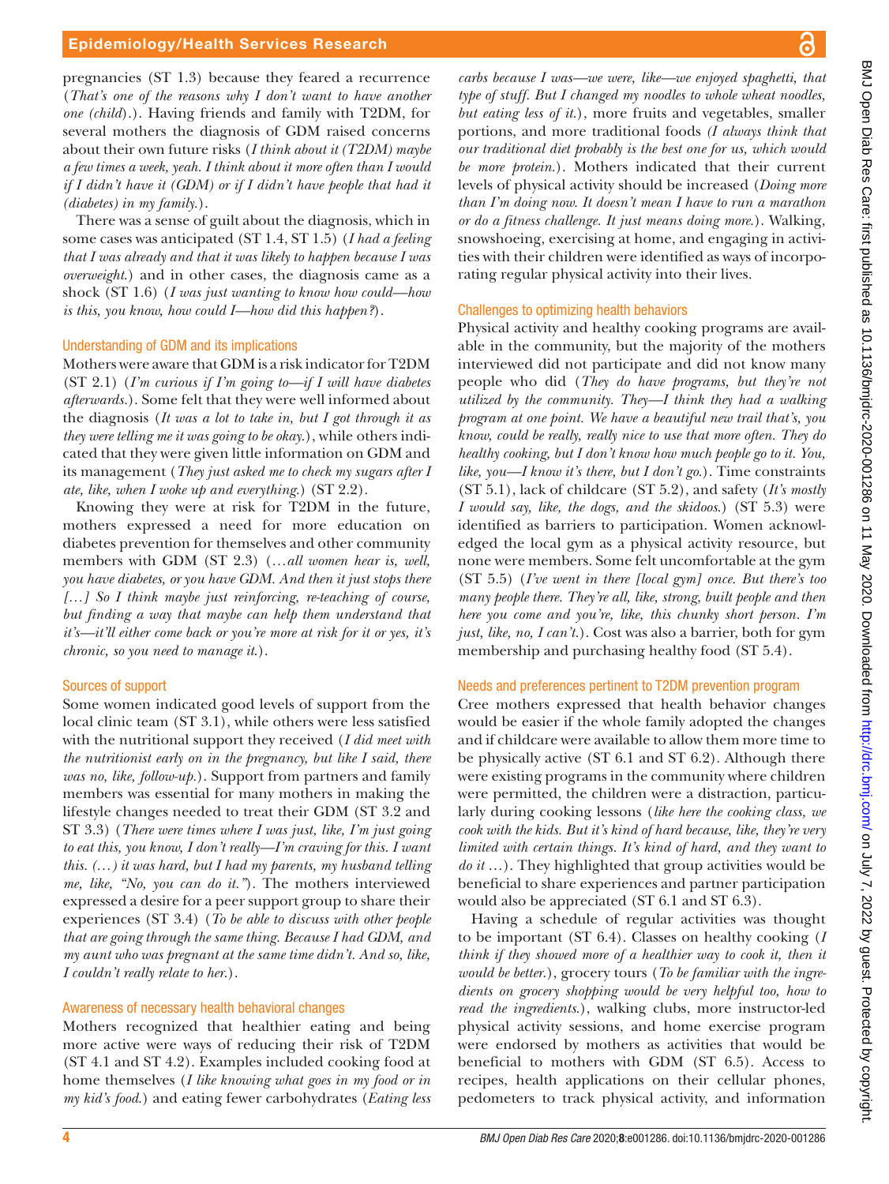pregnancies (ST 1.3) because they feared a recurrence (*That's one of the reasons why I don't want to have another one (child).*). Having friends and family with T2DM, for several mothers the diagnosis of GDM raised concerns about their own future risks (*I think about it (T2DM) maybe a few times a week, yeah. I think about it more often than I would if I didn't have it (GDM) or if I didn't have people that had it (diabetes) in my family.*).

There was a sense of guilt about the diagnosis, which in some cases was anticipated (ST 1.4, ST 1.5) (*I had a feeling that I was already and that it was likely to happen because I was overweight.*) and in other cases, the diagnosis came as a shock (ST 1.6) (*I was just wanting to know how could—how is this, you know, how could I—how did this happen?*).

### Understanding of GDM and its implications

Mothers were aware that GDM is a risk indicator for T2DM (ST 2.1) (*I'm curious if I'm going to—if I will have diabetes afterwards.*). Some felt that they were well informed about the diagnosis (*It was a lot to take in, but I got through it as they were telling me it was going to be okay.*), while others indicated that they were given little information on GDM and its management (*They just asked me to check my sugars after I ate, like, when I woke up and everything.*) (ST 2.2).

Knowing they were at risk for T2DM in the future, mothers expressed a need for more education on diabetes prevention for themselves and other community members with GDM (ST 2.3) (*…all women hear is, well, you have diabetes, or you have GDM. And then it just stops there […] So I think maybe just reinforcing, re-teaching of course, but finding a way that maybe can help them understand that it's—it'll either come back or you're more at risk for it or yes, it's chronic, so you need to manage it.*).

### Sources of support

Some women indicated good levels of support from the local clinic team (ST 3.1), while others were less satisfied with the nutritional support they received (*I did meet with the nutritionist early on in the pregnancy, but like I said, there was no, like, follow-up.*). Support from partners and family members was essential for many mothers in making the lifestyle changes needed to treat their GDM (ST 3.2 and ST 3.3) (*There were times where I was just, like, I'm just going to eat this, you know, I don't really—I'm craving for this. I want this. (…) it was hard, but I had my parents, my husband telling me, like, "No, you can do it."*). The mothers interviewed expressed a desire for a peer support group to share their experiences (ST 3.4) (*To be able to discuss with other people that are going through the same thing. Because I had GDM, and my aunt who was pregnant at the same time didn't. And so, like, I couldn't really relate to her.*).

### Awareness of necessary health behavioral changes

Mothers recognized that healthier eating and being more active were ways of reducing their risk of T2DM (ST 4.1 and ST 4.2). Examples included cooking food at home themselves (*I like knowing what goes in my food or in my kid's food.*) and eating fewer carbohydrates (*Eating less carbs because I was—we were, like—we enjoyed spaghetti, that type of stuff. But I changed my noodles to whole wheat noodles, but eating less of it.*), more fruits and vegetables, smaller portions, and more traditional foods (*I always think that our traditional diet probably is the best one for us, which would be more protein.*). Mothers indicated that their current levels of physical activity should be increased (*Doing more than I'm doing now. It doesn't mean I have to run a marathon or do a fitness challenge. It just means doing more.*). Walking, snowshoeing, exercising at home, and engaging in activities with their children were identified as ways of incorporating regular physical activity into their lives.

### Challenges to optimizing health behaviors

Physical activity and healthy cooking programs are available in the community, but the majority of the mothers interviewed did not participate and did not know many people who did (*They do have programs, but they're not utilized by the community. They—I think they had a walking program at one point. We have a beautiful new trail that's, you know, could be really, really nice to use that more often. They do healthy cooking, but I don't know how much people go to it. You, like, you—I know it's there, but I don't go.*). Time constraints (ST 5.1), lack of childcare (ST 5.2), and safety (*It's mostly I would say, like, the dogs, and the skidoos.*) (ST 5.3) were identified as barriers to participation. Women acknowledged the local gym as a physical activity resource, but none were members. Some felt uncomfortable at the gym (ST 5.5) (*I've went in there [local gym] once. But there's too many people there. They're all, like, strong, built people and then here you come and you're, like, this chunky short person. I'm just, like, no, I can't.*). Cost was also a barrier, both for gym membership and purchasing healthy food (ST 5.4).

### Needs and preferences pertinent to T2DM prevention program

Cree mothers expressed that health behavior changes would be easier if the whole family adopted the changes and if childcare were available to allow them more time to be physically active (ST 6.1 and ST 6.2). Although there were existing programs in the community where children were permitted, the children were a distraction, particularly during cooking lessons (*like here the cooking class, we cook with the kids. But it's kind of hard because, like, they're very limited with certain things. It's kind of hard, and they want to do it …*). They highlighted that group activities would be beneficial to share experiences and partner participation would also be appreciated (ST 6.1 and ST 6.3).

Having a schedule of regular activities was thought to be important (ST 6.4). Classes on healthy cooking (*I think if they showed more of a healthier way to cook it, then it would be better.*), grocery tours (*To be familiar with the ingredients on grocery shopping would be very helpful too, how to read the ingredients.*), walking clubs, more instructor-led physical activity sessions, and home exercise program were endorsed by mothers as activities that would be beneficial to mothers with GDM (ST 6.5). Access to recipes, health applications on their cellular phones, pedometers to track physical activity, and information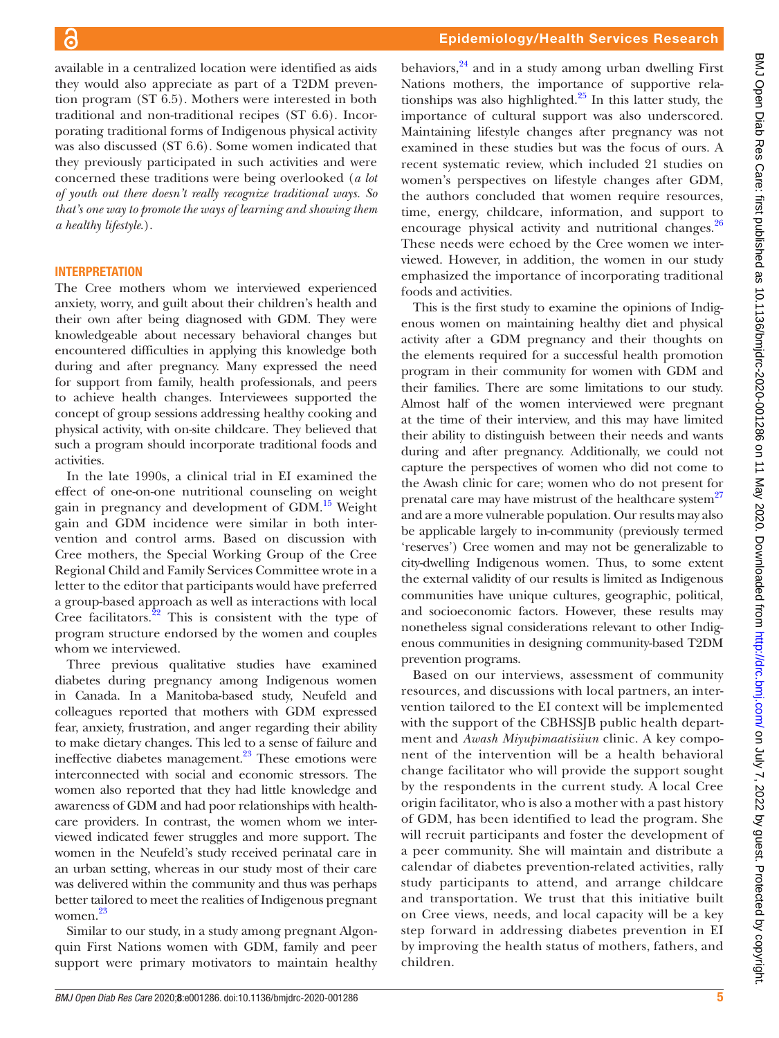available in a centralized location were identified as aids they would also appreciate as part of a T2DM prevention program (ST 6.5). Mothers were interested in both traditional and non-traditional recipes (ST 6.6). Incorporating traditional forms of Indigenous physical activity was also discussed (ST 6.6). Some women indicated that they previously participated in such activities and were concerned these traditions were being overlooked (*a lot of youth out there doesn't really recognize traditional ways. So that's one way to promote the ways of learning and showing them a healthy lifestyle.*).

## INTERPRETATION

The Cree mothers whom we interviewed experienced anxiety, worry, and guilt about their children's health and their own after being diagnosed with GDM. They were knowledgeable about necessary behavioral changes but encountered difficulties in applying this knowledge both during and after pregnancy. Many expressed the need for support from family, health professionals, and peers to achieve health changes. Interviewees supported the concept of group sessions addressing healthy cooking and physical activity, with on-site childcare. They believed that such a program should incorporate traditional foods and activities.

In the late 1990s, a clinical trial in EI examined the effect of one-on-one nutritional counseling on weight gain in pregnancy and development of GDM.[15] Weight gain and GDM incidence were similar in both intervention and control arms. Based on discussion with Cree mothers, the Special Working Group of the Cree Regional Child and Family Services Committee wrote in a letter to the editor that participants would have preferred a group-based approach as well as interactions with local Cree facilitators.[22] This is consistent with the type of program structure endorsed by the women and couples whom we interviewed.

Three previous qualitative studies have examined diabetes during pregnancy among Indigenous women in Canada. In a Manitoba-based study, Neufeld and colleagues reported that mothers with GDM expressed fear, anxiety, frustration, and anger regarding their ability to make dietary changes. This led to a sense of failure and ineffective diabetes management.[23] These emotions were interconnected with social and economic stressors. The women also reported that they had little knowledge and awareness of GDM and had poor relationships with healthcare providers. In contrast, the women whom we interviewed indicated fewer struggles and more support. The women in the Neufeld's study received perinatal care in an urban setting, whereas in our study most of their care was delivered within the community and thus was perhaps better tailored to meet the realities of Indigenous pregnant women.[23]

Similar to our study, in a study among pregnant Algonquin First Nations women with GDM, family and peer support were primary motivators to maintain healthy behaviors,[24] and in a study among urban dwelling First Nations mothers, the importance of supportive relationships was also highlighted.[25] In this latter study, the importance of cultural support was also underscored. Maintaining lifestyle changes after pregnancy was not examined in these studies but was the focus of ours. A recent systematic review, which included 21 studies on women's perspectives on lifestyle changes after GDM, the authors concluded that women require resources, time, energy, childcare, information, and support to encourage physical activity and nutritional changes.[26] These needs were echoed by the Cree women we interviewed. However, in addition, the women in our study emphasized the importance of incorporating traditional foods and activities.

This is the first study to examine the opinions of Indigenous women on maintaining healthy diet and physical activity after a GDM pregnancy and their thoughts on the elements required for a successful health promotion program in their community for women with GDM and their families. There are some limitations to our study. Almost half of the women interviewed were pregnant at the time of their interview, and this may have limited their ability to distinguish between their needs and wants during and after pregnancy. Additionally, we could not capture the perspectives of women who did not come to the Awash clinic for care; women who do not present for prenatal care may have mistrust of the healthcare system[27] and are a more vulnerable population. Our results may also be applicable largely to in-community (previously termed 'reserves') Cree women and may not be generalizable to city-dwelling Indigenous women. Thus, to some extent the external validity of our results is limited as Indigenous communities have unique cultures, geographic, political, and socioeconomic factors. However, these results may nonetheless signal considerations relevant to other Indigenous communities in designing community-based T2DM prevention programs.

Based on our interviews, assessment of community resources, and discussions with local partners, an intervention tailored to the EI context will be implemented with the support of the CBHSSJB public health department and *Awash Miyupimaatisiiun* clinic. A key component of the intervention will be a health behavioral change facilitator who will provide the support sought by the respondents in the current study. A local Cree origin facilitator, who is also a mother with a past history of GDM, has been identified to lead the program. She will recruit participants and foster the development of a peer community. She will maintain and distribute a calendar of diabetes prevention-related activities, rally study participants to attend, and arrange childcare and transportation. We trust that this initiative built on Cree views, needs, and local capacity will be a key step forward in addressing diabetes prevention in EI by improving the health status of mothers, fathers, and children.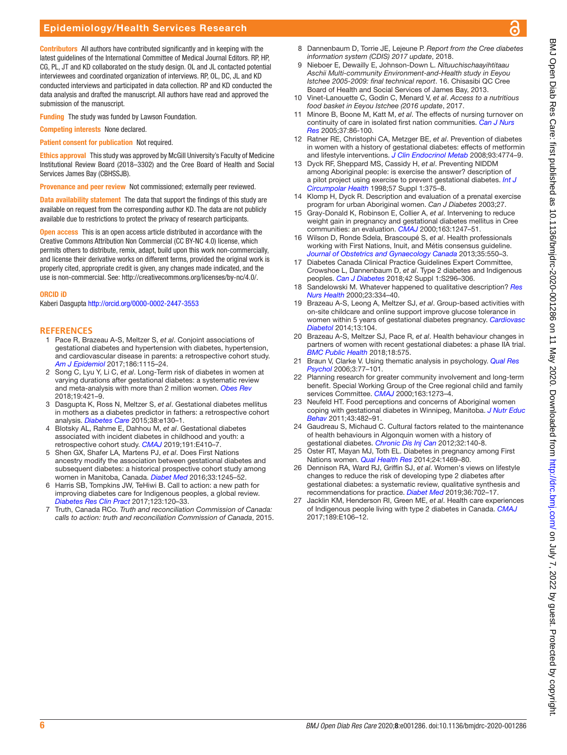**Contributors** All authors have contributed significantly and in keeping with the latest guidelines of the International Committee of Medical Journal Editors. RP, HP, CG, PL, JT and KD collaborated on the study design. OL and JL contacted potential interviewees and coordinated organization of interviews. RP, OL, DC, JL and KD conducted interviews and participated in data collection. RP and KD conducted the data analysis and drafted the manuscript. All authors have read and approved the submission of the manuscript.

**Funding** The study was funded by Lawson Foundation.

**Competing interests** None declared.

**Patient consent for publication** Not required.

**Ethics approval** This study was approved by McGill University's Faculty of Medicine Institutional Review Board (2018–3302) and the Cree Board of Health and Social Services James Bay (CBHSSJB).

**Provenance and peer review** Not commissioned; externally peer reviewed.

**Data availability statement** The data that support the findings of this study are available on request from the corresponding author KD. The data are not publicly available due to restrictions to protect the privacy of research participants.

**Open access** This is an open access article distributed in accordance with the Creative Commons Attribution Non Commercial (CC BY-NC 4.0) license, which permits others to distribute, remix, adapt, build upon this work non-commercially, and license their derivative works on different terms, provided the original work is properly cited, appropriate credit is given, any changes made indicated, and the use is non-commercial. See: http://creativecommons.org/licenses/by-nc/4.0/.

**ORCID iD**

Kaberi Dasgupta http://orcid.org/0000-0002-2447-3553

## REFERENCES

1. Pace R, Brazeau A-S, Meltzer S, *et al*. Conjoint associations of gestational diabetes and hypertension with diabetes, hypertension, and cardiovascular disease in parents: a retrospective cohort study. *Am J Epidemiol* 2017;186:1115–24.
2. Song C, Lyu Y, Li C, *et al*. Long-Term risk of diabetes in women at varying durations after gestational diabetes: a systematic review and meta-analysis with more than 2 million women. *Obes Rev* 2018;19:421–9.
3. Dasgupta K, Ross N, Meltzer S, *et al*. Gestational diabetes mellitus in mothers as a diabetes predictor in fathers: a retrospective cohort analysis. *Diabetes Care* 2015;38:e130–1.
4. Blotsky AL, Rahme E, Dahhou M, *et al*. Gestational diabetes associated with incident diabetes in childhood and youth: a retrospective cohort study. *CMAJ* 2019;191:E410–7.
5. Shen GX, Shafer LA, Martens PJ, *et al*. Does First Nations ancestry modify the association between gestational diabetes and subsequent diabetes: a historical prospective cohort study among women in Manitoba, Canada. *Diabet Med* 2016;33:1245–52.
6. Harris SB, Tompkins JW, TeHiwi B. Call to action: a new path for improving diabetes care for Indigenous peoples, a global review. *Diabetes Res Clin Pract* 2017;123:120–33.
7. Truth, Canada RCo. *Truth and reconciliation Commission of Canada: calls to action: truth and reconciliation Commission of Canada*, 2015.
8. Dannenbaum D, Torrie JE, Lejeune P. *Report from the Cree diabetes information system (CDIS) 2017 update*, 2018.
9. Nieboer E, Dewailly E, Johnson-Down L. *Nituuchischaayihtitaau Aschii Multi-community Environment-and-Health study in Eeyou Istchee 2005-2009: final technical report*. 16. Chisasibi QC Cree Board of Health and Social Services of James Bay, 2013.
10. Vinet-Lanouette C, Godin C, Menard V, *et al*. *Access to a nutritious food basket in Eeyou Istchee (2016 update*, 2017.
11. Minore B, Boone M, Katt M, *et al*. The effects of nursing turnover on continuity of care in isolated first nation communities. *Can J Nurs Res* 2005;37:86-100.
12. Ratner RE, Christophi CA, Metzger BE, *et al*. Prevention of diabetes in women with a history of gestational diabetes: effects of metformin and lifestyle interventions. *J Clin Endocrinol Metab* 2008;93:4774–9.
13. Dyck RF, Sheppard MS, Cassidy H, *et al*. Preventing NIDDM among Aboriginal people: is exercise the answer? description of a pilot project using exercise to prevent gestational diabetes. *Int J Circumpolar Health* 1998;57 Suppl 1:375–8.
14. Klomp H, Dyck R. Description and evaluation of a prenatal exercise program for urban Aboriginal women. *Can J Diabetes* 2003;27.
15. Gray-Donald K, Robinson E, Collier A, *et al*. Intervening to reduce weight gain in pregnancy and gestational diabetes mellitus in Cree communities: an evaluation. *CMAJ* 2000;163:1247–51.
16. Wilson D, Ronde Sdela, Brascoupé S, *et al*. Health professionals working with First Nations, Inuit, and Métis consensus guideline. *Journal of Obstetrics and Gynaecology Canada* 2013;35:550–3.
17. Diabetes Canada Clinical Practice Guidelines Expert Committee, Crowshoe L, Dannenbaum D, *et al*. Type 2 diabetes and Indigenous peoples. *Can J Diabetes* 2018;42 Suppl 1:S296–306.
18. Sandelowski M. Whatever happened to qualitative description? *Res Nurs Health* 2000;23:334–40.
19. Brazeau A-S, Leong A, Meltzer SJ, *et al*. Group-based activities with on-site childcare and online support improve glucose tolerance in women within 5 years of gestational diabetes pregnancy. *Cardiovasc Diabetol* 2014;13:104.
20. Brazeau A-S, Meltzer SJ, Pace R, *et al*. Health behaviour changes in partners of women with recent gestational diabetes: a phase IIA trial. *BMC Public Health* 2018;18:575.
21. Braun V, Clarke V. Using thematic analysis in psychology. *Qual Res Psychol* 2006;3:77–101.
22. Planning research for greater community involvement and long-term benefit. Special Working Group of the Cree regional child and family services Committee. *CMAJ* 2000;163:1273–4.
23. Neufeld HT. Food perceptions and concerns of Aboriginal women coping with gestational diabetes in Winnipeg, Manitoba. *J Nutr Educ Behav* 2011;43:482–91.
24. Gaudreau S, Michaud C. Cultural factors related to the maintenance of health behaviours in Algonquin women with a history of gestational diabetes. *Chronic Dis Inj Can* 2012;32:140-8.
25. Oster RT, Mayan MJ, Toth EL. Diabetes in pregnancy among First Nations women. *Qual Health Res* 2014;24:1469–80.
26. Dennison RA, Ward RJ, Griffin SJ, *et al*. Women's views on lifestyle changes to reduce the risk of developing type 2 diabetes after gestational diabetes: a systematic review, qualitative synthesis and recommendations for practice. *Diabet Med* 2019;36:702–17.
27. Jacklin KM, Henderson RI, Green ME, *et al*. Health care experiences of Indigenous people living with type 2 diabetes in Canada. *CMAJ* 2017;189:E106–12.